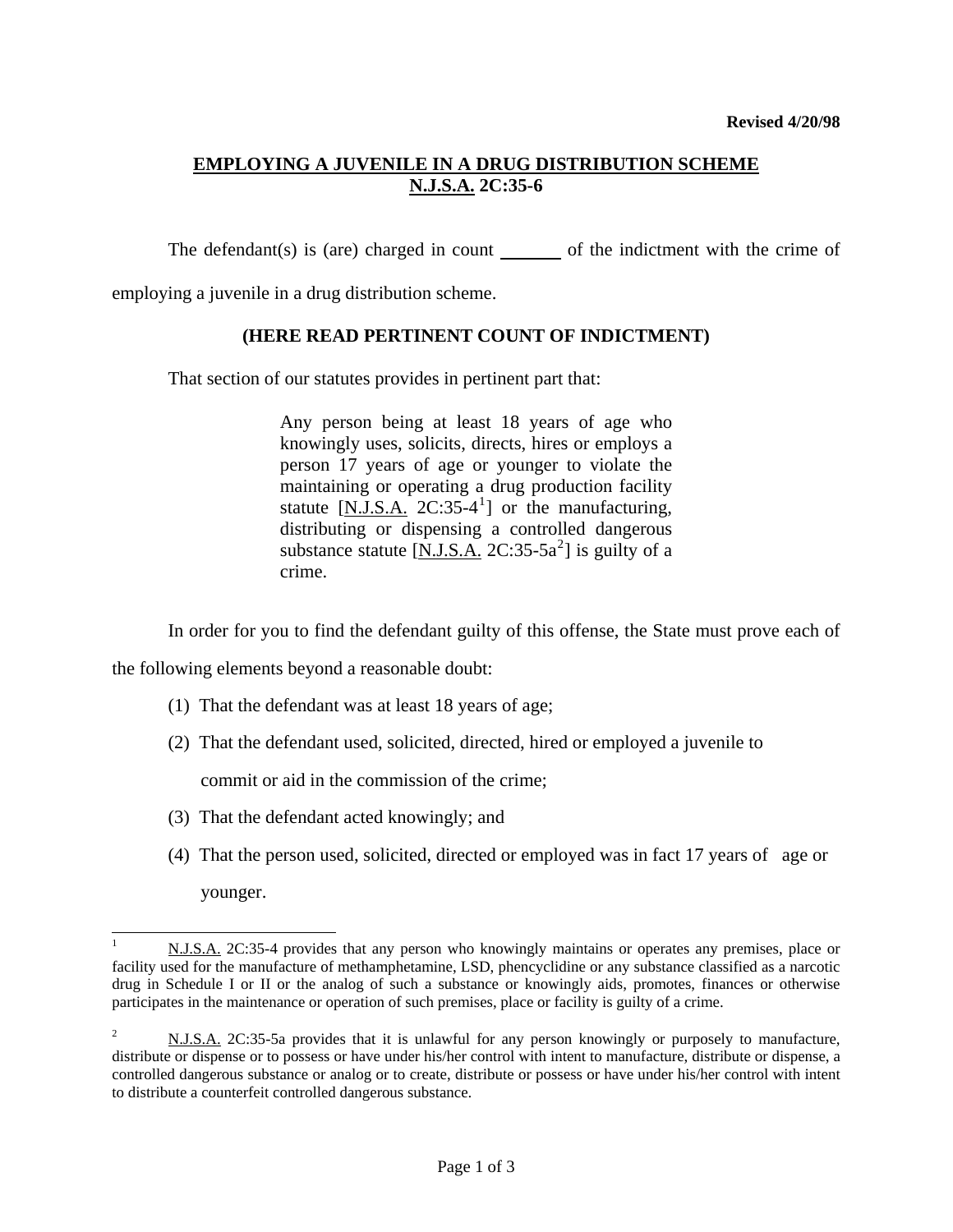**Revised 4/20/98**

## EMPLOYING A JUVENILE IN A DRUG DISTRIBUTION SCHEME N.J.S.A. 2C:35-6

The defendant(s) is (are) charged in count _______ of the indictment with the crime of employing a juvenile in a drug distribution scheme.

**(HERE READ PERTINENT COUNT OF INDICTMENT)**

That section of our statutes provides in pertinent part that:

> Any person being at least 18 years of age who knowingly uses, solicits, directs, hires or employs a person 17 years of age or younger to violate the maintaining or operating a drug production facility statute [N.J.S.A. 2C:35-4[1]] or the manufacturing, distributing or dispensing a controlled dangerous substance statute [N.J.S.A. 2C:35-5a[2]] is guilty of a crime.

In order for you to find the defendant guilty of this offense, the State must prove each of the following elements beyond a reasonable doubt:

(1) That the defendant was at least 18 years of age;

(2) That the defendant used, solicited, directed, hired or employed a juvenile to commit or aid in the commission of the crime;

(3) That the defendant acted knowingly; and

(4) That the person used, solicited, directed or employed was in fact 17 years of age or younger.

---

[1] N.J.S.A. 2C:35-4 provides that any person who knowingly maintains or operates any premises, place or facility used for the manufacture of methamphetamine, LSD, phencyclidine or any substance classified as a narcotic drug in Schedule I or II or the analog of such a substance or knowingly aids, promotes, finances or otherwise participates in the maintenance or operation of such premises, place or facility is guilty of a crime.

[2] N.J.S.A. 2C:35-5a provides that it is unlawful for any person knowingly or purposely to manufacture, distribute or dispense or to possess or have under his/her control with intent to manufacture, distribute or dispense, a controlled dangerous substance or analog or to create, distribute or possess or have under his/her control with intent to distribute a counterfeit controlled dangerous substance.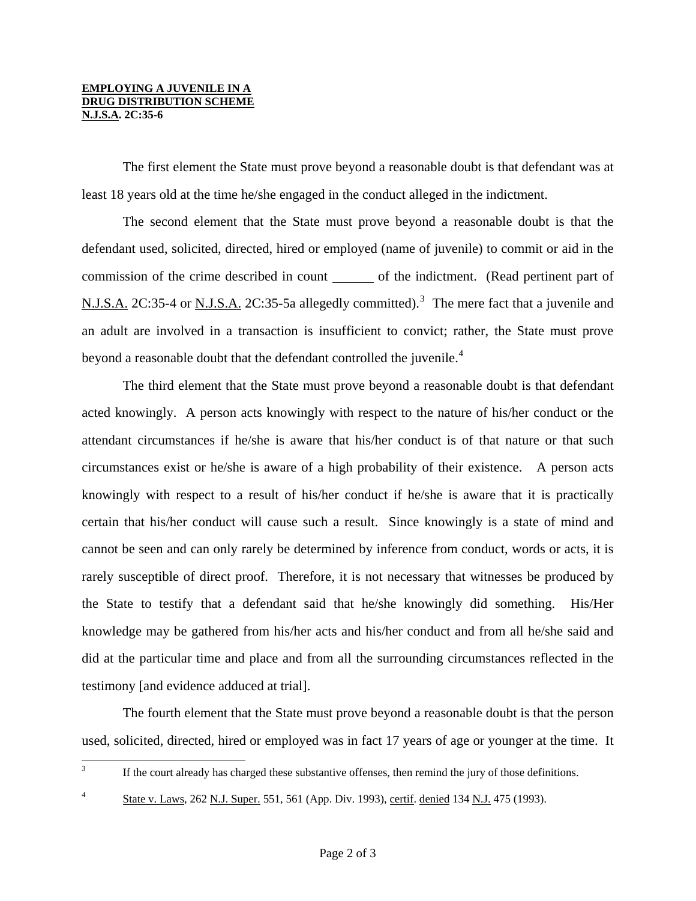**EMPLOYING A JUVENILE IN A DRUG DISTRIBUTION SCHEME**
**N.J.S.A. 2C:35-6**

The first element the State must prove beyond a reasonable doubt is that defendant was at least 18 years old at the time he/she engaged in the conduct alleged in the indictment.

The second element that the State must prove beyond a reasonable doubt is that the defendant used, solicited, directed, hired or employed (name of juvenile) to commit or aid in the commission of the crime described in count ______ of the indictment. (Read pertinent part of N.J.S.A. 2C:35-4 or N.J.S.A. 2C:35-5a allegedly committed).[3] The mere fact that a juvenile and an adult are involved in a transaction is insufficient to convict; rather, the State must prove beyond a reasonable doubt that the defendant controlled the juvenile.[4]

The third element that the State must prove beyond a reasonable doubt is that defendant acted knowingly. A person acts knowingly with respect to the nature of his/her conduct or the attendant circumstances if he/she is aware that his/her conduct is of that nature or that such circumstances exist or he/she is aware of a high probability of their existence. A person acts knowingly with respect to a result of his/her conduct if he/she is aware that it is practically certain that his/her conduct will cause such a result. Since knowingly is a state of mind and cannot be seen and can only rarely be determined by inference from conduct, words or acts, it is rarely susceptible of direct proof. Therefore, it is not necessary that witnesses be produced by the State to testify that a defendant said that he/she knowingly did something. His/Her knowledge may be gathered from his/her acts and his/her conduct and from all he/she said and did at the particular time and place and from all the surrounding circumstances reflected in the testimony [and evidence adduced at trial].

The fourth element that the State must prove beyond a reasonable doubt is that the person used, solicited, directed, hired or employed was in fact 17 years of age or younger at the time. It

---

[3] If the court already has charged these substantive offenses, then remind the jury of those definitions.

[4] State v. Laws, 262 N.J. Super. 551, 561 (App. Div. 1993), certif. denied 134 N.J. 475 (1993).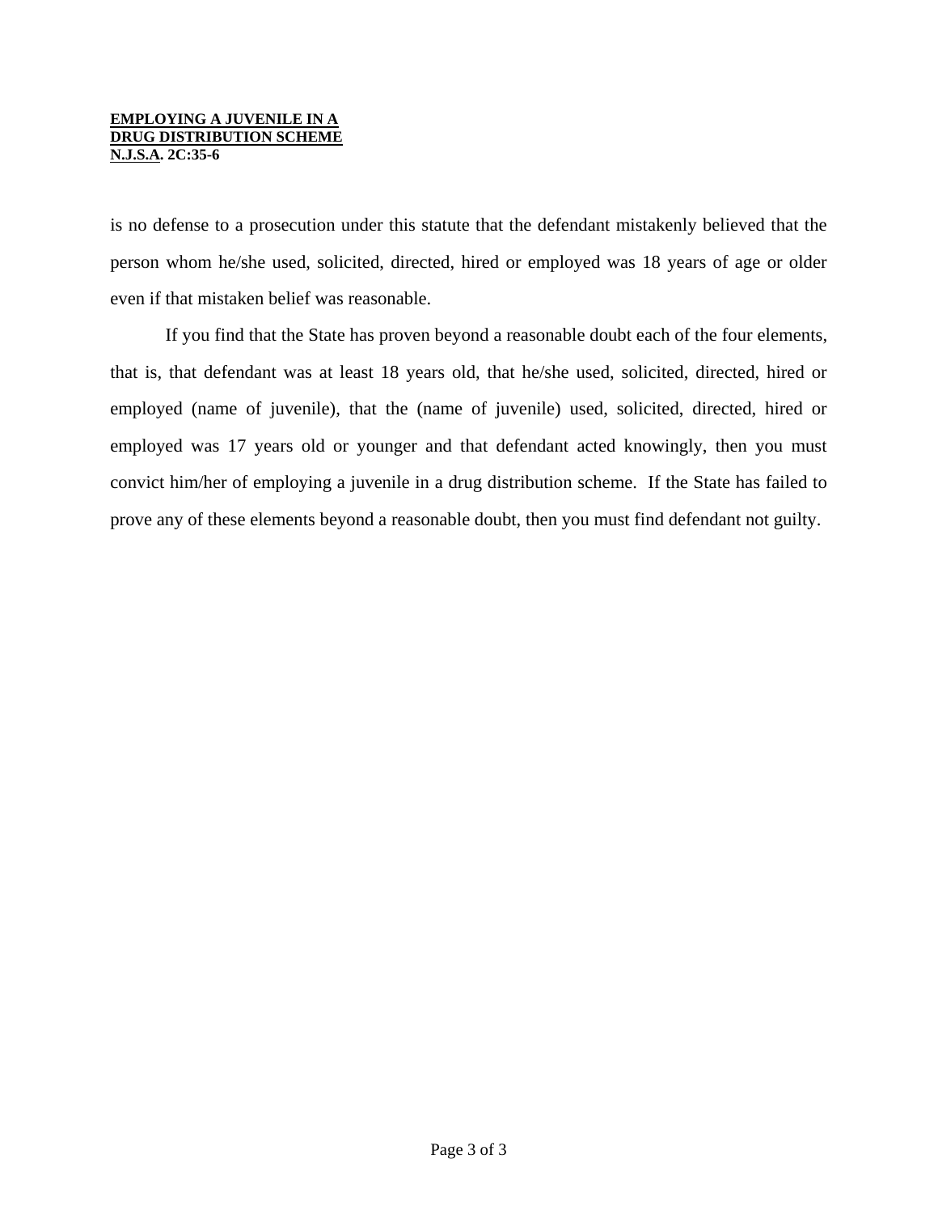is no defense to a prosecution under this statute that the defendant mistakenly believed that the person whom he/she used, solicited, directed, hired or employed was 18 years of age or older even if that mistaken belief was reasonable.

If you find that the State has proven beyond a reasonable doubt each of the four elements, that is, that defendant was at least 18 years old, that he/she used, solicited, directed, hired or employed (name of juvenile), that the (name of juvenile) used, solicited, directed, hired or employed was 17 years old or younger and that defendant acted knowingly, then you must convict him/her of employing a juvenile in a drug distribution scheme. If the State has failed to prove any of these elements beyond a reasonable doubt, then you must find defendant not guilty.